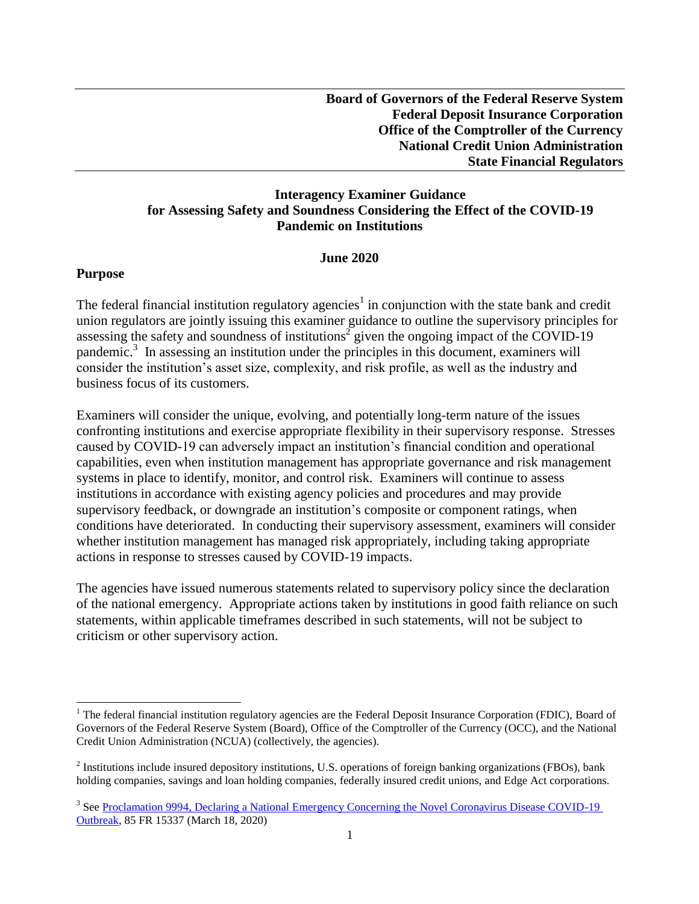**Board of Governors of the Federal Reserve System**
**Federal Deposit Insurance Corporation**
**Office of the Comptroller of the Currency**
**National Credit Union Administration**
**State Financial Regulators**

# Interagency Examiner Guidance for Assessing Safety and Soundness Considering the Effect of the COVID-19 Pandemic on Institutions

**June 2020**

## Purpose

The federal financial institution regulatory agencies[1] in conjunction with the state bank and credit union regulators are jointly issuing this examiner guidance to outline the supervisory principles for assessing the safety and soundness of institutions[2] given the ongoing impact of the COVID-19 pandemic.[3] In assessing an institution under the principles in this document, examiners will consider the institution's asset size, complexity, and risk profile, as well as the industry and business focus of its customers.

Examiners will consider the unique, evolving, and potentially long-term nature of the issues confronting institutions and exercise appropriate flexibility in their supervisory response. Stresses caused by COVID-19 can adversely impact an institution's financial condition and operational capabilities, even when institution management has appropriate governance and risk management systems in place to identify, monitor, and control risk. Examiners will continue to assess institutions in accordance with existing agency policies and procedures and may provide supervisory feedback, or downgrade an institution's composite or component ratings, when conditions have deteriorated. In conducting their supervisory assessment, examiners will consider whether institution management has managed risk appropriately, including taking appropriate actions in response to stresses caused by COVID-19 impacts.

The agencies have issued numerous statements related to supervisory policy since the declaration of the national emergency. Appropriate actions taken by institutions in good faith reliance on such statements, within applicable timeframes described in such statements, will not be subject to criticism or other supervisory action.

---

[1] The federal financial institution regulatory agencies are the Federal Deposit Insurance Corporation (FDIC), Board of Governors of the Federal Reserve System (Board), Office of the Comptroller of the Currency (OCC), and the National Credit Union Administration (NCUA) (collectively, the agencies).

[2] Institutions include insured depository institutions, U.S. operations of foreign banking organizations (FBOs), bank holding companies, savings and loan holding companies, federally insured credit unions, and Edge Act corporations.

[3] See Proclamation 9994, Declaring a National Emergency Concerning the Novel Coronavirus Disease COVID-19 Outbreak, 85 FR 15337 (March 18, 2020)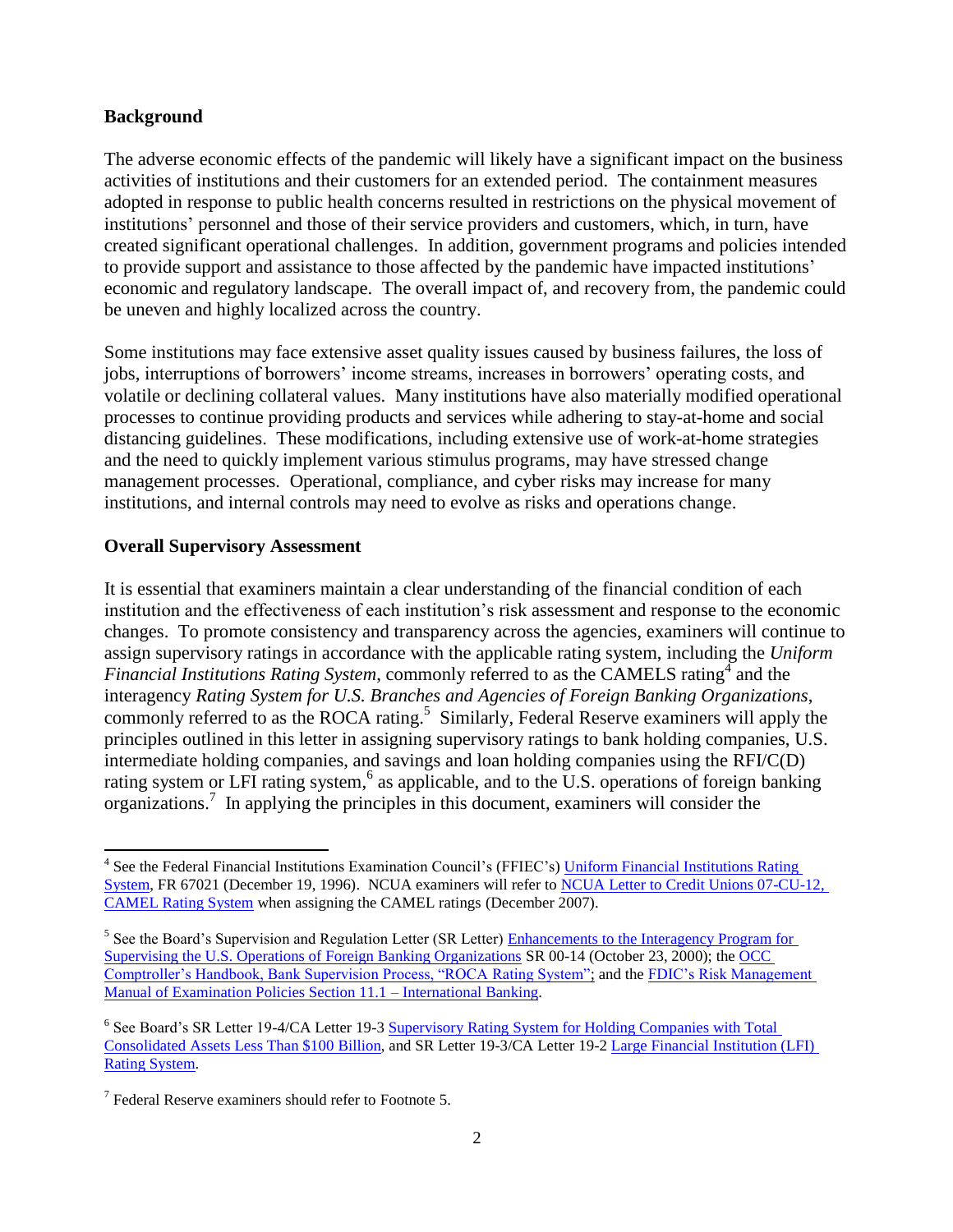**Background**

The adverse economic effects of the pandemic will likely have a significant impact on the business activities of institutions and their customers for an extended period. The containment measures adopted in response to public health concerns resulted in restrictions on the physical movement of institutions' personnel and those of their service providers and customers, which, in turn, have created significant operational challenges. In addition, government programs and policies intended to provide support and assistance to those affected by the pandemic have impacted institutions' economic and regulatory landscape. The overall impact of, and recovery from, the pandemic could be uneven and highly localized across the country.

Some institutions may face extensive asset quality issues caused by business failures, the loss of jobs, interruptions of borrowers' income streams, increases in borrowers' operating costs, and volatile or declining collateral values. Many institutions have also materially modified operational processes to continue providing products and services while adhering to stay-at-home and social distancing guidelines. These modifications, including extensive use of work-at-home strategies and the need to quickly implement various stimulus programs, may have stressed change management processes. Operational, compliance, and cyber risks may increase for many institutions, and internal controls may need to evolve as risks and operations change.

**Overall Supervisory Assessment**

It is essential that examiners maintain a clear understanding of the financial condition of each institution and the effectiveness of each institution's risk assessment and response to the economic changes. To promote consistency and transparency across the agencies, examiners will continue to assign supervisory ratings in accordance with the applicable rating system, including the *Uniform Financial Institutions Rating System*, commonly referred to as the CAMELS rating[4] and the interagency *Rating System for U.S. Branches and Agencies of Foreign Banking Organizations*, commonly referred to as the ROCA rating.[5] Similarly, Federal Reserve examiners will apply the principles outlined in this letter in assigning supervisory ratings to bank holding companies, U.S. intermediate holding companies, and savings and loan holding companies using the RFI/C(D) rating system or LFI rating system,[6] as applicable, and to the U.S. operations of foreign banking organizations.[7] In applying the principles in this document, examiners will consider the

---

[4] See the Federal Financial Institutions Examination Council's (FFIEC's) Uniform Financial Institutions Rating System, FR 67021 (December 19, 1996). NCUA examiners will refer to NCUA Letter to Credit Unions 07-CU-12, CAMEL Rating System when assigning the CAMEL ratings (December 2007).

[5] See the Board's Supervision and Regulation Letter (SR Letter) Enhancements to the Interagency Program for Supervising the U.S. Operations of Foreign Banking Organizations SR 00-14 (October 23, 2000); the OCC Comptroller's Handbook, Bank Supervision Process, "ROCA Rating System"; and the FDIC's Risk Management Manual of Examination Policies Section 11.1 – International Banking.

[6] See Board's SR Letter 19-4/CA Letter 19-3 Supervisory Rating System for Holding Companies with Total Consolidated Assets Less Than $100 Billion, and SR Letter 19-3/CA Letter 19-2 Large Financial Institution (LFI) Rating System.

[7] Federal Reserve examiners should refer to Footnote 5.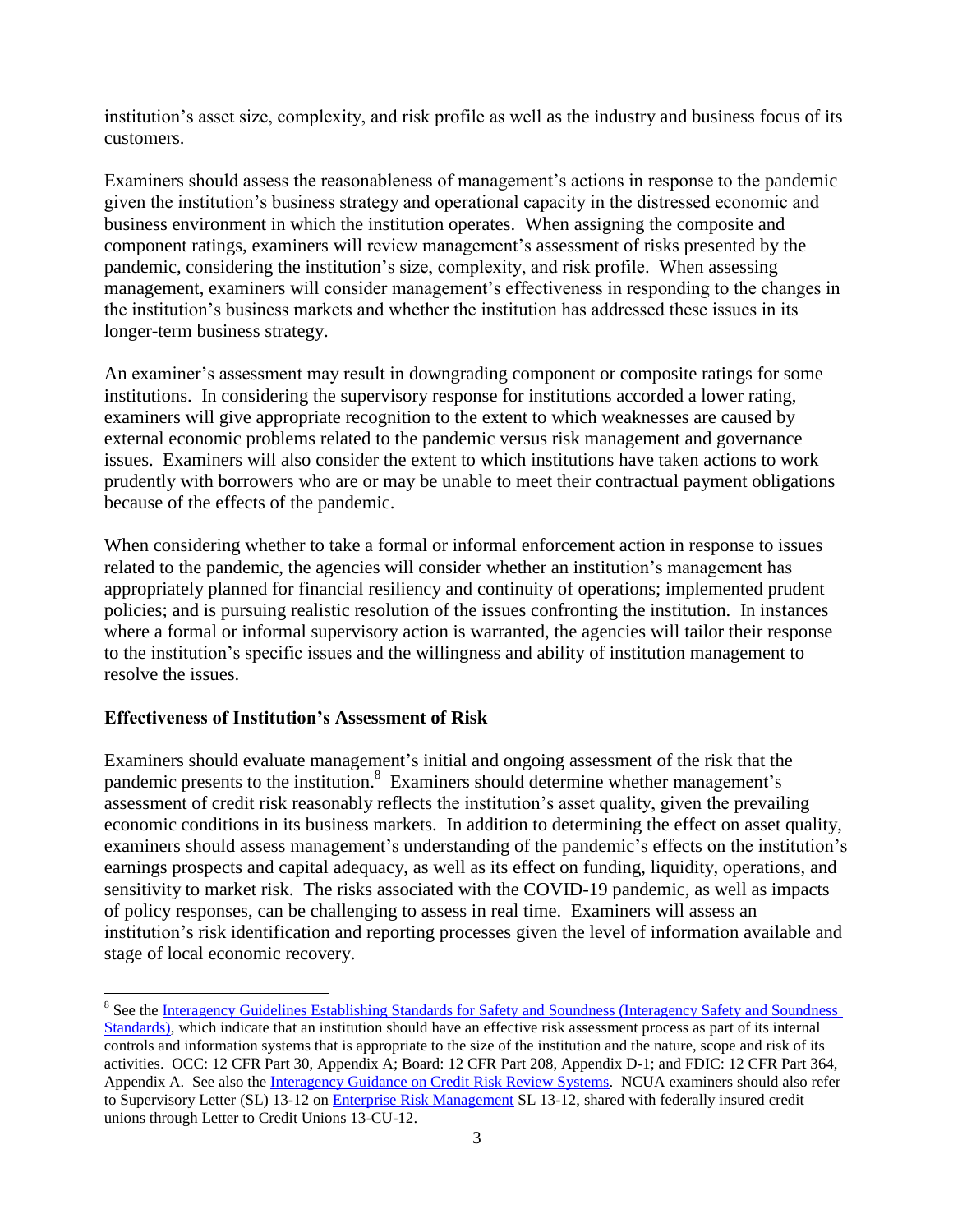institution's asset size, complexity, and risk profile as well as the industry and business focus of its customers.

Examiners should assess the reasonableness of management's actions in response to the pandemic given the institution's business strategy and operational capacity in the distressed economic and business environment in which the institution operates. When assigning the composite and component ratings, examiners will review management's assessment of risks presented by the pandemic, considering the institution's size, complexity, and risk profile. When assessing management, examiners will consider management's effectiveness in responding to the changes in the institution's business markets and whether the institution has addressed these issues in its longer-term business strategy.

An examiner's assessment may result in downgrading component or composite ratings for some institutions. In considering the supervisory response for institutions accorded a lower rating, examiners will give appropriate recognition to the extent to which weaknesses are caused by external economic problems related to the pandemic versus risk management and governance issues. Examiners will also consider the extent to which institutions have taken actions to work prudently with borrowers who are or may be unable to meet their contractual payment obligations because of the effects of the pandemic.

When considering whether to take a formal or informal enforcement action in response to issues related to the pandemic, the agencies will consider whether an institution's management has appropriately planned for financial resiliency and continuity of operations; implemented prudent policies; and is pursuing realistic resolution of the issues confronting the institution. In instances where a formal or informal supervisory action is warranted, the agencies will tailor their response to the institution's specific issues and the willingness and ability of institution management to resolve the issues.

**Effectiveness of Institution's Assessment of Risk**

Examiners should evaluate management's initial and ongoing assessment of the risk that the pandemic presents to the institution.[8] Examiners should determine whether management's assessment of credit risk reasonably reflects the institution's asset quality, given the prevailing economic conditions in its business markets. In addition to determining the effect on asset quality, examiners should assess management's understanding of the pandemic's effects on the institution's earnings prospects and capital adequacy, as well as its effect on funding, liquidity, operations, and sensitivity to market risk. The risks associated with the COVID-19 pandemic, as well as impacts of policy responses, can be challenging to assess in real time. Examiners will assess an institution's risk identification and reporting processes given the level of information available and stage of local economic recovery.

---

[8] See the Interagency Guidelines Establishing Standards for Safety and Soundness (Interagency Safety and Soundness Standards), which indicate that an institution should have an effective risk assessment process as part of its internal controls and information systems that is appropriate to the size of the institution and the nature, scope and risk of its activities. OCC: 12 CFR Part 30, Appendix A; Board: 12 CFR Part 208, Appendix D-1; and FDIC: 12 CFR Part 364, Appendix A. See also the Interagency Guidance on Credit Risk Review Systems. NCUA examiners should also refer to Supervisory Letter (SL) 13-12 on Enterprise Risk Management SL 13-12, shared with federally insured credit unions through Letter to Credit Unions 13-CU-12.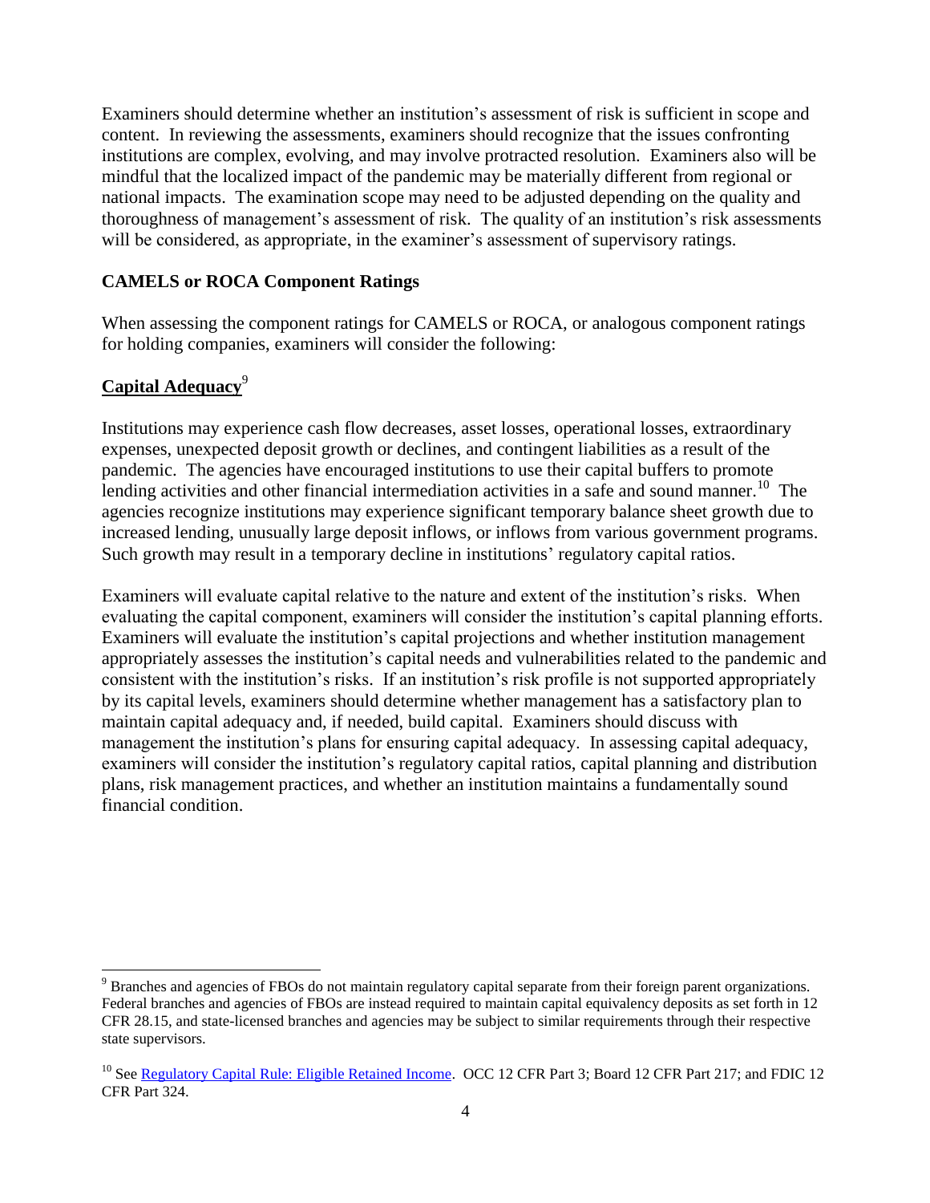Examiners should determine whether an institution's assessment of risk is sufficient in scope and content. In reviewing the assessments, examiners should recognize that the issues confronting institutions are complex, evolving, and may involve protracted resolution. Examiners also will be mindful that the localized impact of the pandemic may be materially different from regional or national impacts. The examination scope may need to be adjusted depending on the quality and thoroughness of management's assessment of risk. The quality of an institution's risk assessments will be considered, as appropriate, in the examiner's assessment of supervisory ratings.

### CAMELS or ROCA Component Ratings

When assessing the component ratings for CAMELS or ROCA, or analogous component ratings for holding companies, examiners will consider the following:

#### Capital Adequacy[9]

Institutions may experience cash flow decreases, asset losses, operational losses, extraordinary expenses, unexpected deposit growth or declines, and contingent liabilities as a result of the pandemic. The agencies have encouraged institutions to use their capital buffers to promote lending activities and other financial intermediation activities in a safe and sound manner.[10] The agencies recognize institutions may experience significant temporary balance sheet growth due to increased lending, unusually large deposit inflows, or inflows from various government programs. Such growth may result in a temporary decline in institutions' regulatory capital ratios.

Examiners will evaluate capital relative to the nature and extent of the institution's risks. When evaluating the capital component, examiners will consider the institution's capital planning efforts. Examiners will evaluate the institution's capital projections and whether institution management appropriately assesses the institution's capital needs and vulnerabilities related to the pandemic and consistent with the institution's risks. If an institution's risk profile is not supported appropriately by its capital levels, examiners should determine whether management has a satisfactory plan to maintain capital adequacy and, if needed, build capital. Examiners should discuss with management the institution's plans for ensuring capital adequacy. In assessing capital adequacy, examiners will consider the institution's regulatory capital ratios, capital planning and distribution plans, risk management practices, and whether an institution maintains a fundamentally sound financial condition.

---

[9] Branches and agencies of FBOs do not maintain regulatory capital separate from their foreign parent organizations. Federal branches and agencies of FBOs are instead required to maintain capital equivalency deposits as set forth in 12 CFR 28.15, and state-licensed branches and agencies may be subject to similar requirements through their respective state supervisors.

[10] See Regulatory Capital Rule: Eligible Retained Income. OCC 12 CFR Part 3; Board 12 CFR Part 217; and FDIC 12 CFR Part 324.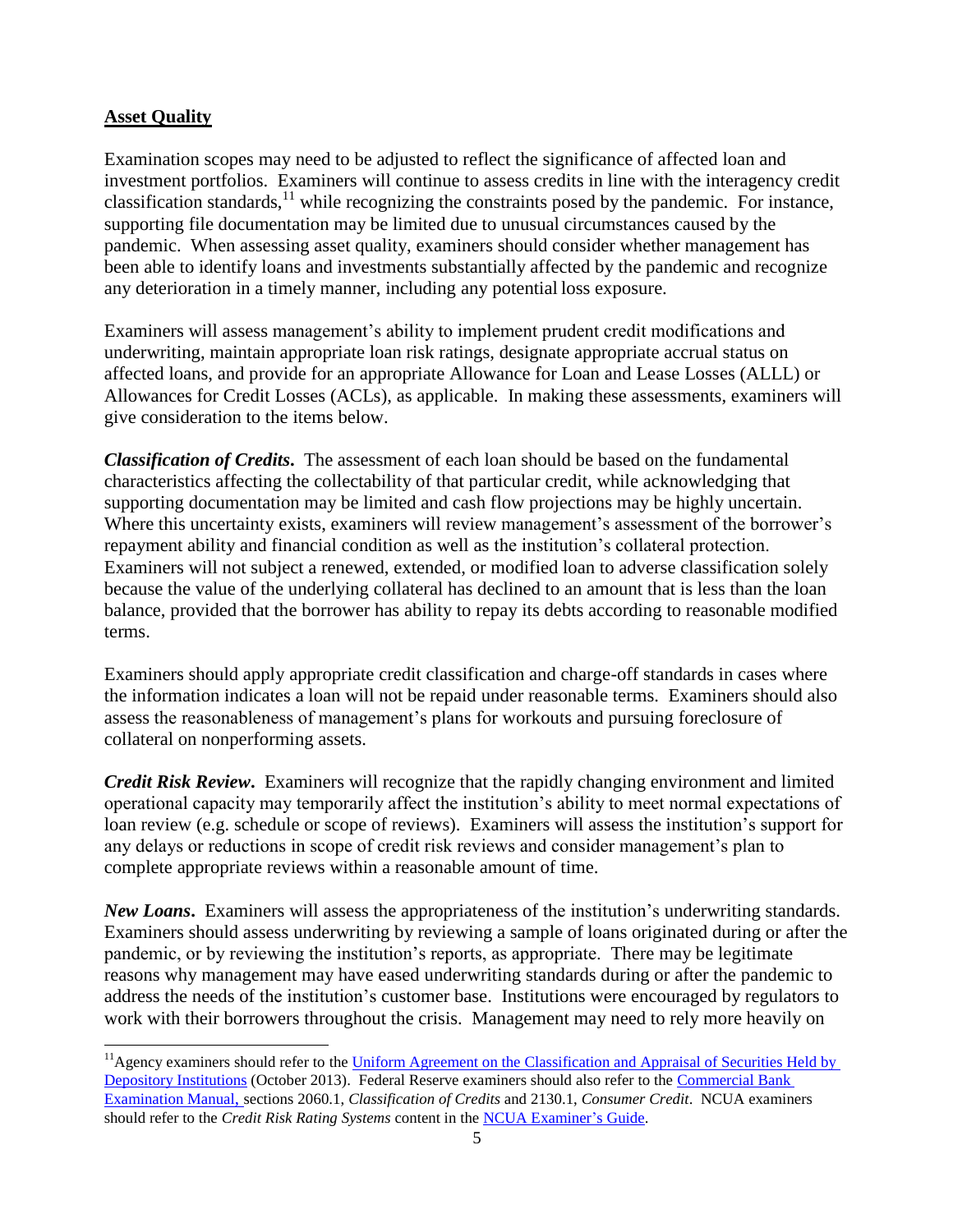## Asset Quality

Examination scopes may need to be adjusted to reflect the significance of affected loan and investment portfolios. Examiners will continue to assess credits in line with the interagency credit classification standards,[11] while recognizing the constraints posed by the pandemic. For instance, supporting file documentation may be limited due to unusual circumstances caused by the pandemic. When assessing asset quality, examiners should consider whether management has been able to identify loans and investments substantially affected by the pandemic and recognize any deterioration in a timely manner, including any potential loss exposure.

Examiners will assess management's ability to implement prudent credit modifications and underwriting, maintain appropriate loan risk ratings, designate appropriate accrual status on affected loans, and provide for an appropriate Allowance for Loan and Lease Losses (ALLL) or Allowances for Credit Losses (ACLs), as applicable. In making these assessments, examiners will give consideration to the items below.

***Classification of Credits.*** The assessment of each loan should be based on the fundamental characteristics affecting the collectability of that particular credit, while acknowledging that supporting documentation may be limited and cash flow projections may be highly uncertain. Where this uncertainty exists, examiners will review management's assessment of the borrower's repayment ability and financial condition as well as the institution's collateral protection. Examiners will not subject a renewed, extended, or modified loan to adverse classification solely because the value of the underlying collateral has declined to an amount that is less than the loan balance, provided that the borrower has ability to repay its debts according to reasonable modified terms.

Examiners should apply appropriate credit classification and charge-off standards in cases where the information indicates a loan will not be repaid under reasonable terms. Examiners should also assess the reasonableness of management's plans for workouts and pursuing foreclosure of collateral on nonperforming assets.

***Credit Risk Review.*** Examiners will recognize that the rapidly changing environment and limited operational capacity may temporarily affect the institution's ability to meet normal expectations of loan review (e.g. schedule or scope of reviews). Examiners will assess the institution's support for any delays or reductions in scope of credit risk reviews and consider management's plan to complete appropriate reviews within a reasonable amount of time.

***New Loans.*** Examiners will assess the appropriateness of the institution's underwriting standards. Examiners should assess underwriting by reviewing a sample of loans originated during or after the pandemic, or by reviewing the institution's reports, as appropriate. There may be legitimate reasons why management may have eased underwriting standards during or after the pandemic to address the needs of the institution's customer base. Institutions were encouraged by regulators to work with their borrowers throughout the crisis. Management may need to rely more heavily on

---

[11] Agency examiners should refer to the Uniform Agreement on the Classification and Appraisal of Securities Held by Depository Institutions (October 2013). Federal Reserve examiners should also refer to the Commercial Bank Examination Manual, sections 2060.1, *Classification of Credits* and 2130.1, *Consumer Credit*. NCUA examiners should refer to the *Credit Risk Rating Systems* content in the NCUA Examiner's Guide.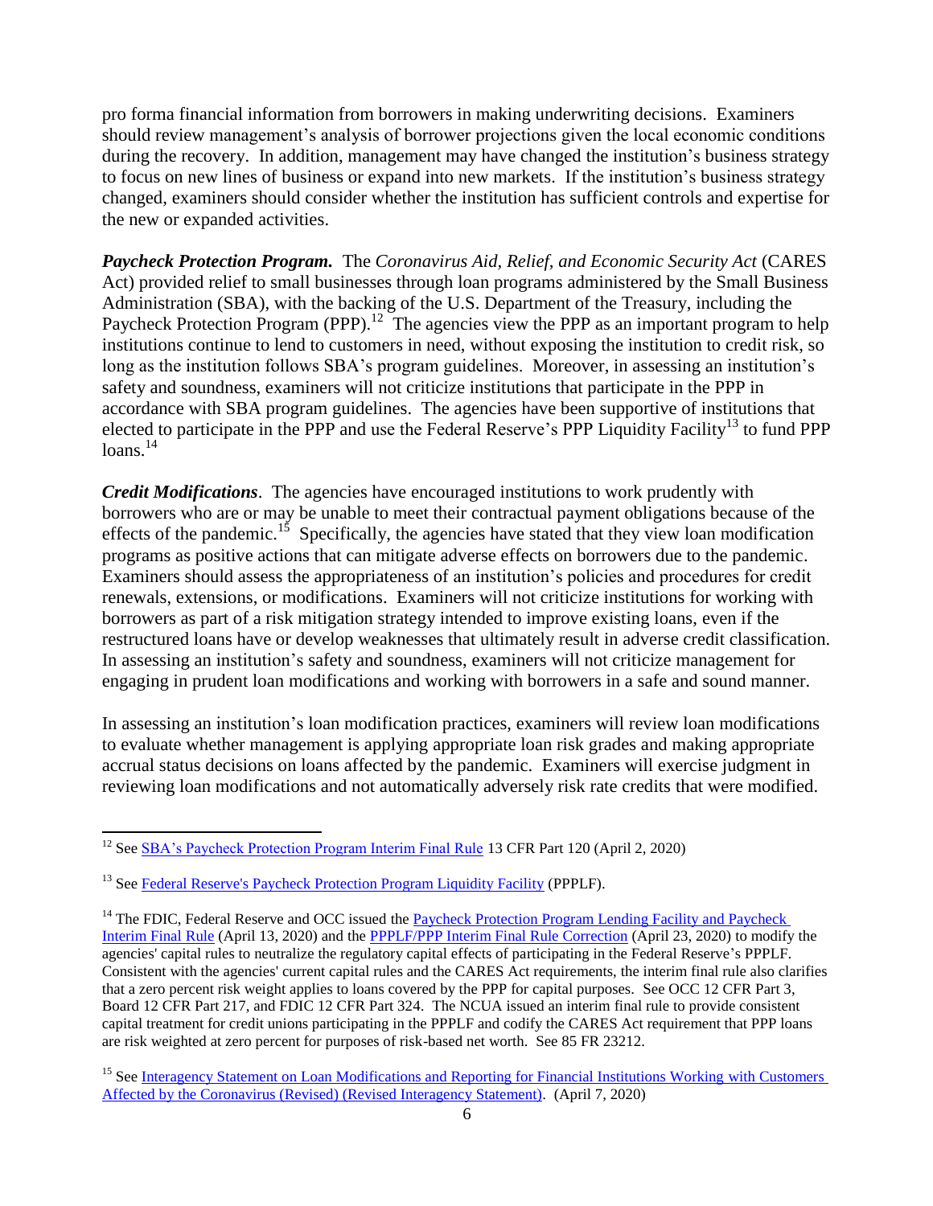pro forma financial information from borrowers in making underwriting decisions. Examiners should review management's analysis of borrower projections given the local economic conditions during the recovery. In addition, management may have changed the institution's business strategy to focus on new lines of business or expand into new markets. If the institution's business strategy changed, examiners should consider whether the institution has sufficient controls and expertise for the new or expanded activities.

***Paycheck Protection Program.*** The *Coronavirus Aid, Relief, and Economic Security Act* (CARES Act) provided relief to small businesses through loan programs administered by the Small Business Administration (SBA), with the backing of the U.S. Department of the Treasury, including the Paycheck Protection Program (PPP).[12] The agencies view the PPP as an important program to help institutions continue to lend to customers in need, without exposing the institution to credit risk, so long as the institution follows SBA's program guidelines. Moreover, in assessing an institution's safety and soundness, examiners will not criticize institutions that participate in the PPP in accordance with SBA program guidelines. The agencies have been supportive of institutions that elected to participate in the PPP and use the Federal Reserve's PPP Liquidity Facility[13] to fund PPP loans.[14]

***Credit Modifications***. The agencies have encouraged institutions to work prudently with borrowers who are or may be unable to meet their contractual payment obligations because of the effects of the pandemic.[15] Specifically, the agencies have stated that they view loan modification programs as positive actions that can mitigate adverse effects on borrowers due to the pandemic. Examiners should assess the appropriateness of an institution's policies and procedures for credit renewals, extensions, or modifications. Examiners will not criticize institutions for working with borrowers as part of a risk mitigation strategy intended to improve existing loans, even if the restructured loans have or develop weaknesses that ultimately result in adverse credit classification. In assessing an institution's safety and soundness, examiners will not criticize management for engaging in prudent loan modifications and working with borrowers in a safe and sound manner.

In assessing an institution's loan modification practices, examiners will review loan modifications to evaluate whether management is applying appropriate loan risk grades and making appropriate accrual status decisions on loans affected by the pandemic. Examiners will exercise judgment in reviewing loan modifications and not automatically adversely risk rate credits that were modified.

---

[12] See SBA's Paycheck Protection Program Interim Final Rule 13 CFR Part 120 (April 2, 2020)

[13] See Federal Reserve's Paycheck Protection Program Liquidity Facility (PPPLF).

[14] The FDIC, Federal Reserve and OCC issued the Paycheck Protection Program Lending Facility and Paycheck Interim Final Rule (April 13, 2020) and the PPPLF/PPP Interim Final Rule Correction (April 23, 2020) to modify the agencies' capital rules to neutralize the regulatory capital effects of participating in the Federal Reserve's PPPLF. Consistent with the agencies' current capital rules and the CARES Act requirements, the interim final rule also clarifies that a zero percent risk weight applies to loans covered by the PPP for capital purposes. See OCC 12 CFR Part 3, Board 12 CFR Part 217, and FDIC 12 CFR Part 324. The NCUA issued an interim final rule to provide consistent capital treatment for credit unions participating in the PPPLF and codify the CARES Act requirement that PPP loans are risk weighted at zero percent for purposes of risk-based net worth. See 85 FR 23212.

[15] See Interagency Statement on Loan Modifications and Reporting for Financial Institutions Working with Customers Affected by the Coronavirus (Revised) (Revised Interagency Statement). (April 7, 2020)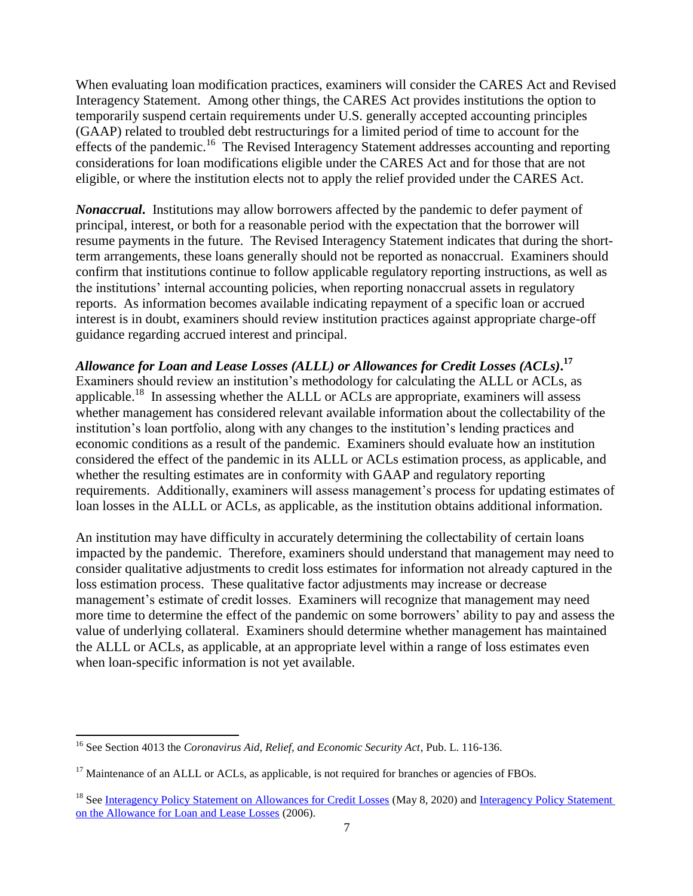When evaluating loan modification practices, examiners will consider the CARES Act and Revised Interagency Statement. Among other things, the CARES Act provides institutions the option to temporarily suspend certain requirements under U.S. generally accepted accounting principles (GAAP) related to troubled debt restructurings for a limited period of time to account for the effects of the pandemic.[16] The Revised Interagency Statement addresses accounting and reporting considerations for loan modifications eligible under the CARES Act and for those that are not eligible, or where the institution elects not to apply the relief provided under the CARES Act.

***Nonaccrual.*** Institutions may allow borrowers affected by the pandemic to defer payment of principal, interest, or both for a reasonable period with the expectation that the borrower will resume payments in the future. The Revised Interagency Statement indicates that during the short-term arrangements, these loans generally should not be reported as nonaccrual. Examiners should confirm that institutions continue to follow applicable regulatory reporting instructions, as well as the institutions' internal accounting policies, when reporting nonaccrual assets in regulatory reports. As information becomes available indicating repayment of a specific loan or accrued interest is in doubt, examiners should review institution practices against appropriate charge-off guidance regarding accrued interest and principal.

***Allowance for Loan and Lease Losses (ALLL) or Allowances for Credit Losses (ACLs).***[17] Examiners should review an institution's methodology for calculating the ALLL or ACLs, as applicable.[18] In assessing whether the ALLL or ACLs are appropriate, examiners will assess whether management has considered relevant available information about the collectability of the institution's loan portfolio, along with any changes to the institution's lending practices and economic conditions as a result of the pandemic. Examiners should evaluate how an institution considered the effect of the pandemic in its ALLL or ACLs estimation process, as applicable, and whether the resulting estimates are in conformity with GAAP and regulatory reporting requirements. Additionally, examiners will assess management's process for updating estimates of loan losses in the ALLL or ACLs, as applicable, as the institution obtains additional information.

An institution may have difficulty in accurately determining the collectability of certain loans impacted by the pandemic. Therefore, examiners should understand that management may need to consider qualitative adjustments to credit loss estimates for information not already captured in the loss estimation process. These qualitative factor adjustments may increase or decrease management's estimate of credit losses. Examiners will recognize that management may need more time to determine the effect of the pandemic on some borrowers' ability to pay and assess the value of underlying collateral. Examiners should determine whether management has maintained the ALLL or ACLs, as applicable, at an appropriate level within a range of loss estimates even when loan-specific information is not yet available.

---

[16] See Section 4013 the *Coronavirus Aid, Relief, and Economic Security Act*, Pub. L. 116-136.

[17] Maintenance of an ALLL or ACLs, as applicable, is not required for branches or agencies of FBOs.

[18] See Interagency Policy Statement on Allowances for Credit Losses (May 8, 2020) and Interagency Policy Statement on the Allowance for Loan and Lease Losses (2006).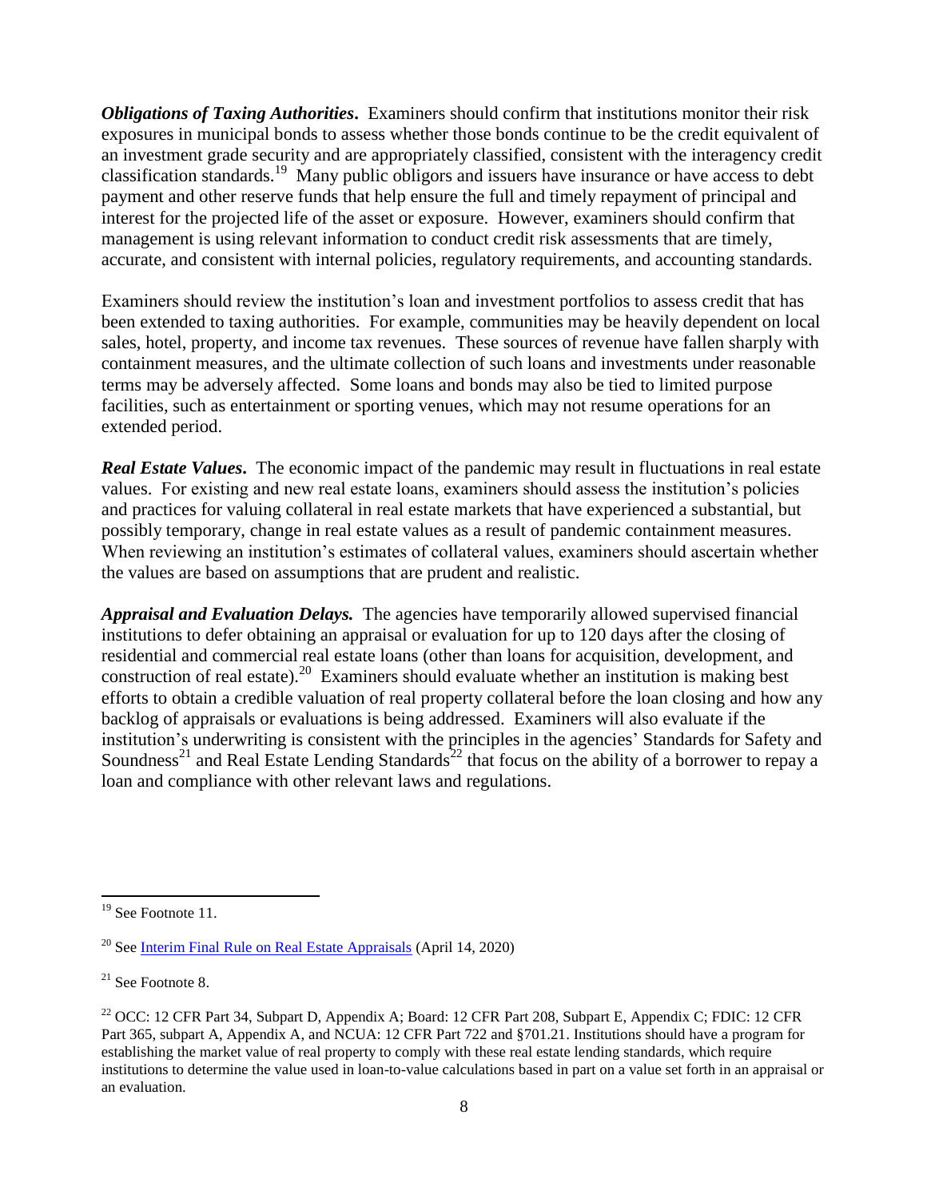***Obligations of Taxing Authorities*.** Examiners should confirm that institutions monitor their risk exposures in municipal bonds to assess whether those bonds continue to be the credit equivalent of an investment grade security and are appropriately classified, consistent with the interagency credit classification standards.[19] Many public obligors and issuers have insurance or have access to debt payment and other reserve funds that help ensure the full and timely repayment of principal and interest for the projected life of the asset or exposure. However, examiners should confirm that management is using relevant information to conduct credit risk assessments that are timely, accurate, and consistent with internal policies, regulatory requirements, and accounting standards.

Examiners should review the institution's loan and investment portfolios to assess credit that has been extended to taxing authorities. For example, communities may be heavily dependent on local sales, hotel, property, and income tax revenues. These sources of revenue have fallen sharply with containment measures, and the ultimate collection of such loans and investments under reasonable terms may be adversely affected. Some loans and bonds may also be tied to limited purpose facilities, such as entertainment or sporting venues, which may not resume operations for an extended period.

***Real Estate Values*.** The economic impact of the pandemic may result in fluctuations in real estate values. For existing and new real estate loans, examiners should assess the institution's policies and practices for valuing collateral in real estate markets that have experienced a substantial, but possibly temporary, change in real estate values as a result of pandemic containment measures. When reviewing an institution's estimates of collateral values, examiners should ascertain whether the values are based on assumptions that are prudent and realistic.

***Appraisal and Evaluation Delays.*** The agencies have temporarily allowed supervised financial institutions to defer obtaining an appraisal or evaluation for up to 120 days after the closing of residential and commercial real estate loans (other than loans for acquisition, development, and construction of real estate).[20] Examiners should evaluate whether an institution is making best efforts to obtain a credible valuation of real property collateral before the loan closing and how any backlog of appraisals or evaluations is being addressed. Examiners will also evaluate if the institution's underwriting is consistent with the principles in the agencies' Standards for Safety and Soundness[21] and Real Estate Lending Standards[22] that focus on the ability of a borrower to repay a loan and compliance with other relevant laws and regulations.

---

[19] See Footnote 11.

[20] See Interim Final Rule on Real Estate Appraisals (April 14, 2020)

[21] See Footnote 8.

[22] OCC: 12 CFR Part 34, Subpart D, Appendix A; Board: 12 CFR Part 208, Subpart E, Appendix C; FDIC: 12 CFR Part 365, subpart A, Appendix A, and NCUA: 12 CFR Part 722 and §701.21. Institutions should have a program for establishing the market value of real property to comply with these real estate lending standards, which require institutions to determine the value used in loan-to-value calculations based in part on a value set forth in an appraisal or an evaluation.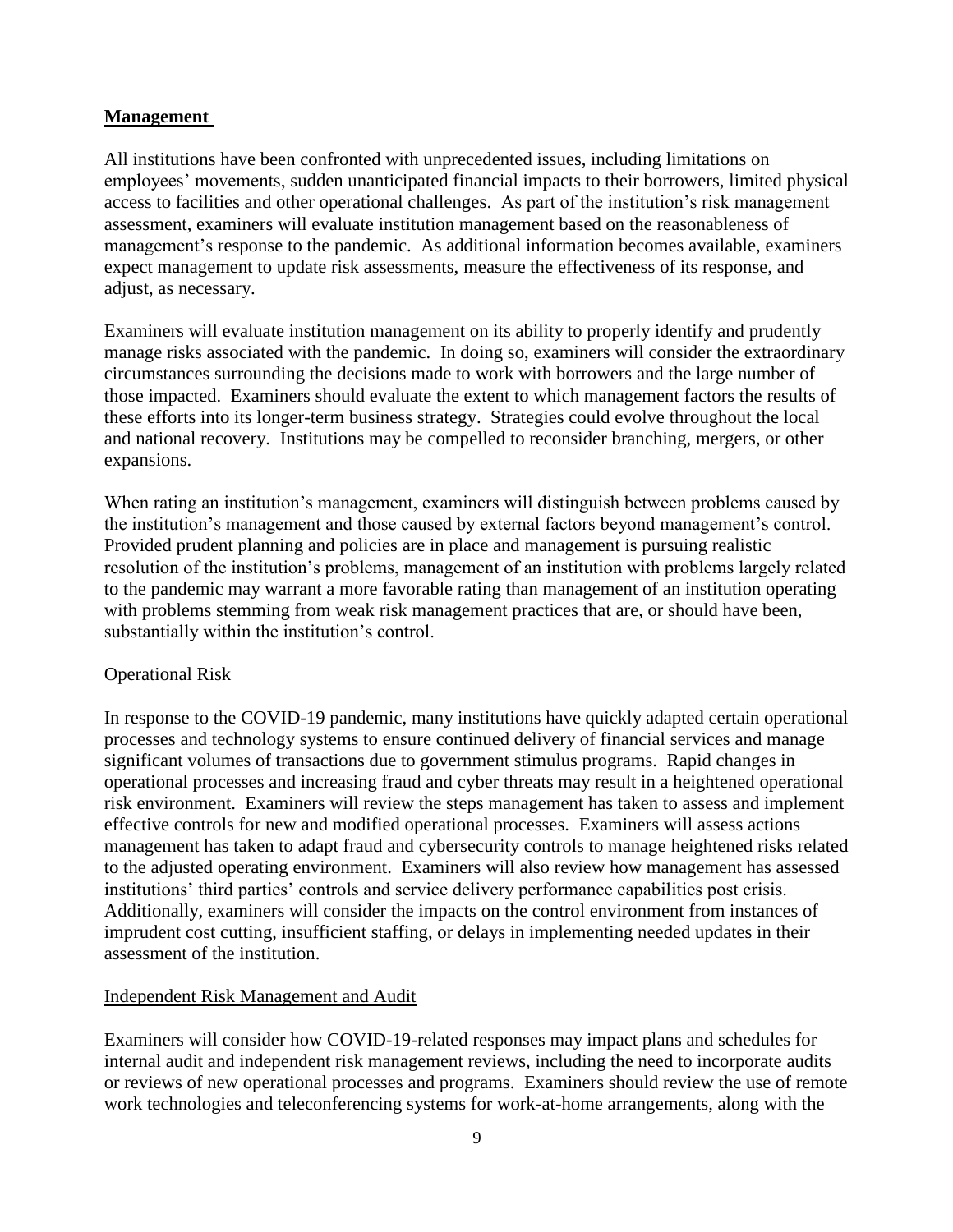## Management

All institutions have been confronted with unprecedented issues, including limitations on employees' movements, sudden unanticipated financial impacts to their borrowers, limited physical access to facilities and other operational challenges. As part of the institution's risk management assessment, examiners will evaluate institution management based on the reasonableness of management's response to the pandemic. As additional information becomes available, examiners expect management to update risk assessments, measure the effectiveness of its response, and adjust, as necessary.

Examiners will evaluate institution management on its ability to properly identify and prudently manage risks associated with the pandemic. In doing so, examiners will consider the extraordinary circumstances surrounding the decisions made to work with borrowers and the large number of those impacted. Examiners should evaluate the extent to which management factors the results of these efforts into its longer-term business strategy. Strategies could evolve throughout the local and national recovery. Institutions may be compelled to reconsider branching, mergers, or other expansions.

When rating an institution's management, examiners will distinguish between problems caused by the institution's management and those caused by external factors beyond management's control. Provided prudent planning and policies are in place and management is pursuing realistic resolution of the institution's problems, management of an institution with problems largely related to the pandemic may warrant a more favorable rating than management of an institution operating with problems stemming from weak risk management practices that are, or should have been, substantially within the institution's control.

### Operational Risk

In response to the COVID-19 pandemic, many institutions have quickly adapted certain operational processes and technology systems to ensure continued delivery of financial services and manage significant volumes of transactions due to government stimulus programs. Rapid changes in operational processes and increasing fraud and cyber threats may result in a heightened operational risk environment. Examiners will review the steps management has taken to assess and implement effective controls for new and modified operational processes. Examiners will assess actions management has taken to adapt fraud and cybersecurity controls to manage heightened risks related to the adjusted operating environment. Examiners will also review how management has assessed institutions' third parties' controls and service delivery performance capabilities post crisis. Additionally, examiners will consider the impacts on the control environment from instances of imprudent cost cutting, insufficient staffing, or delays in implementing needed updates in their assessment of the institution.

### Independent Risk Management and Audit

Examiners will consider how COVID-19-related responses may impact plans and schedules for internal audit and independent risk management reviews, including the need to incorporate audits or reviews of new operational processes and programs. Examiners should review the use of remote work technologies and teleconferencing systems for work-at-home arrangements, along with the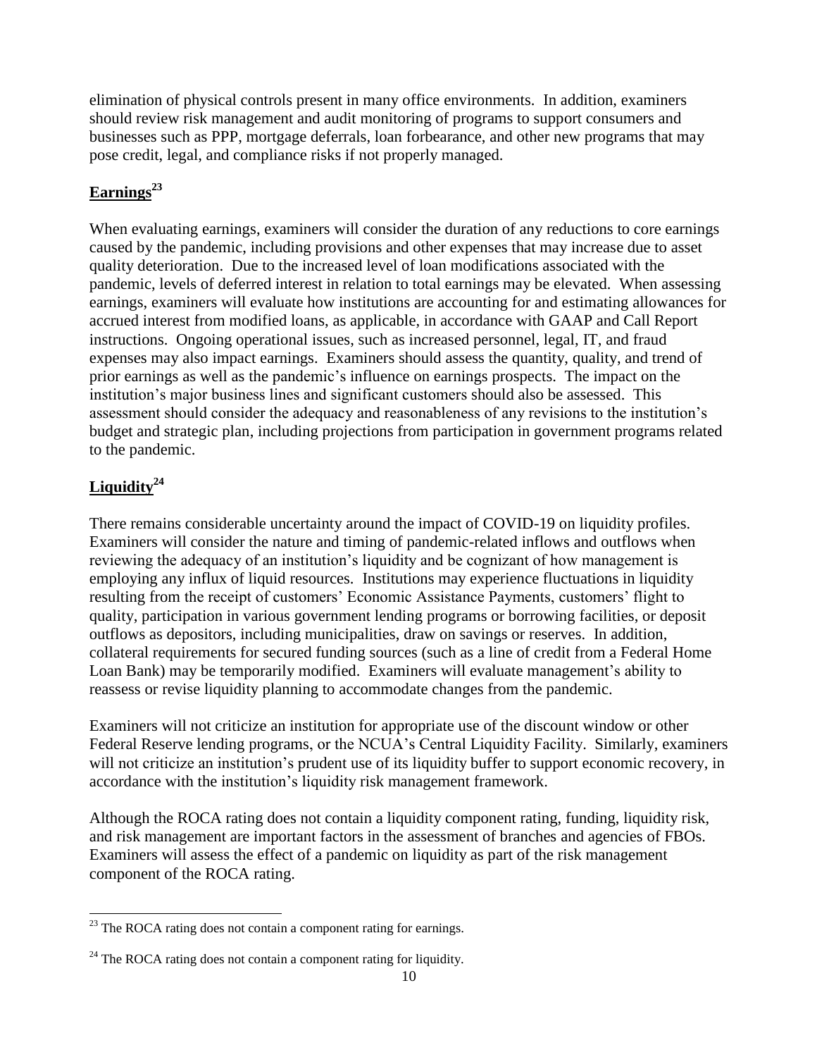elimination of physical controls present in many office environments. In addition, examiners should review risk management and audit monitoring of programs to support consumers and businesses such as PPP, mortgage deferrals, loan forbearance, and other new programs that may pose credit, legal, and compliance risks if not properly managed.

## Earnings[23]

When evaluating earnings, examiners will consider the duration of any reductions to core earnings caused by the pandemic, including provisions and other expenses that may increase due to asset quality deterioration. Due to the increased level of loan modifications associated with the pandemic, levels of deferred interest in relation to total earnings may be elevated. When assessing earnings, examiners will evaluate how institutions are accounting for and estimating allowances for accrued interest from modified loans, as applicable, in accordance with GAAP and Call Report instructions. Ongoing operational issues, such as increased personnel, legal, IT, and fraud expenses may also impact earnings. Examiners should assess the quantity, quality, and trend of prior earnings as well as the pandemic's influence on earnings prospects. The impact on the institution's major business lines and significant customers should also be assessed. This assessment should consider the adequacy and reasonableness of any revisions to the institution's budget and strategic plan, including projections from participation in government programs related to the pandemic.

## Liquidity[24]

There remains considerable uncertainty around the impact of COVID-19 on liquidity profiles. Examiners will consider the nature and timing of pandemic-related inflows and outflows when reviewing the adequacy of an institution's liquidity and be cognizant of how management is employing any influx of liquid resources. Institutions may experience fluctuations in liquidity resulting from the receipt of customers' Economic Assistance Payments, customers' flight to quality, participation in various government lending programs or borrowing facilities, or deposit outflows as depositors, including municipalities, draw on savings or reserves. In addition, collateral requirements for secured funding sources (such as a line of credit from a Federal Home Loan Bank) may be temporarily modified. Examiners will evaluate management's ability to reassess or revise liquidity planning to accommodate changes from the pandemic.

Examiners will not criticize an institution for appropriate use of the discount window or other Federal Reserve lending programs, or the NCUA's Central Liquidity Facility. Similarly, examiners will not criticize an institution's prudent use of its liquidity buffer to support economic recovery, in accordance with the institution's liquidity risk management framework.

Although the ROCA rating does not contain a liquidity component rating, funding, liquidity risk, and risk management are important factors in the assessment of branches and agencies of FBOs. Examiners will assess the effect of a pandemic on liquidity as part of the risk management component of the ROCA rating.

---

[23] The ROCA rating does not contain a component rating for earnings.

[24] The ROCA rating does not contain a component rating for liquidity.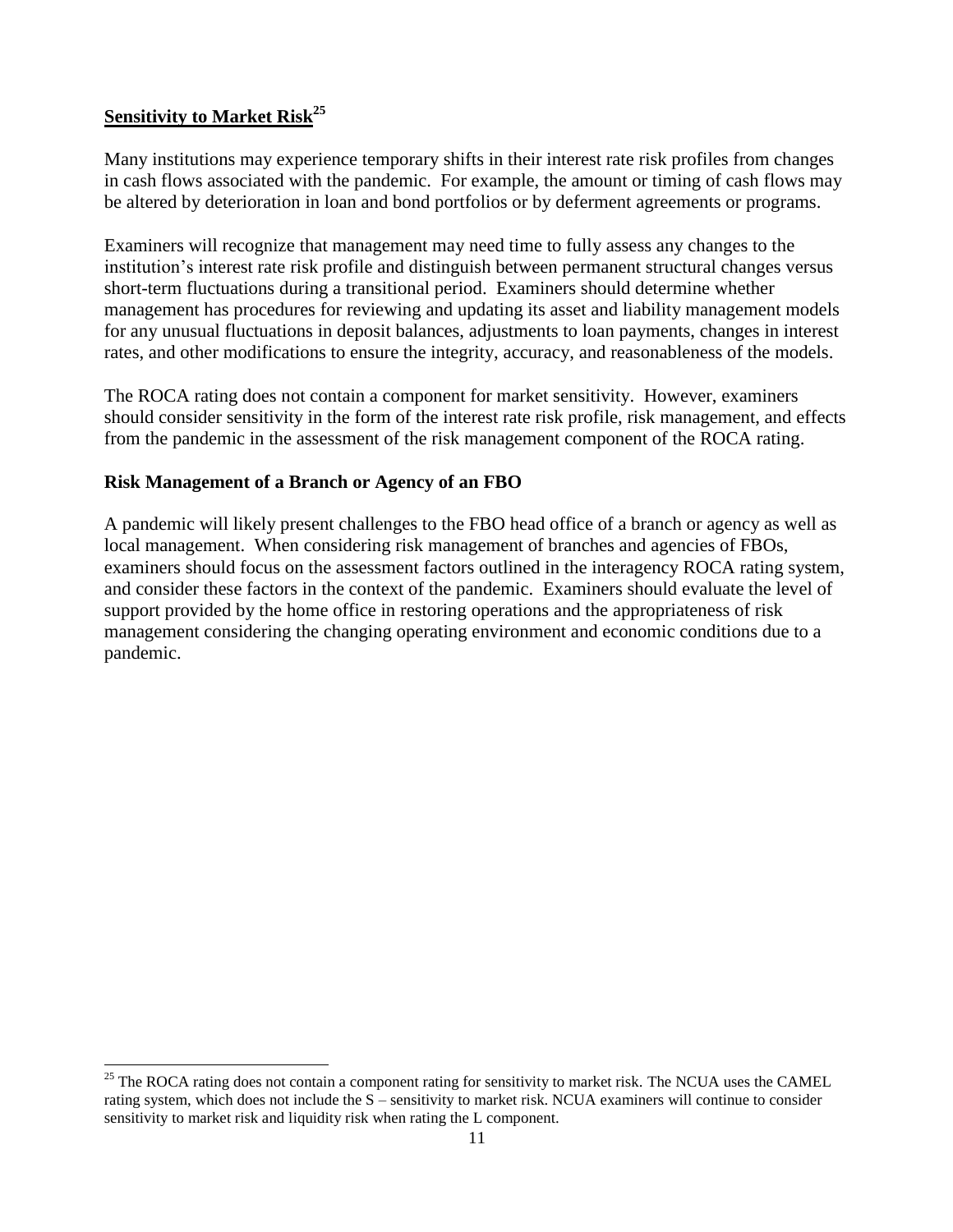**Sensitivity to Market Risk[25]**

Many institutions may experience temporary shifts in their interest rate risk profiles from changes in cash flows associated with the pandemic. For example, the amount or timing of cash flows may be altered by deterioration in loan and bond portfolios or by deferment agreements or programs.

Examiners will recognize that management may need time to fully assess any changes to the institution's interest rate risk profile and distinguish between permanent structural changes versus short-term fluctuations during a transitional period. Examiners should determine whether management has procedures for reviewing and updating its asset and liability management models for any unusual fluctuations in deposit balances, adjustments to loan payments, changes in interest rates, and other modifications to ensure the integrity, accuracy, and reasonableness of the models.

The ROCA rating does not contain a component for market sensitivity. However, examiners should consider sensitivity in the form of the interest rate risk profile, risk management, and effects from the pandemic in the assessment of the risk management component of the ROCA rating.

**Risk Management of a Branch or Agency of an FBO**

A pandemic will likely present challenges to the FBO head office of a branch or agency as well as local management. When considering risk management of branches and agencies of FBOs, examiners should focus on the assessment factors outlined in the interagency ROCA rating system, and consider these factors in the context of the pandemic. Examiners should evaluate the level of support provided by the home office in restoring operations and the appropriateness of risk management considering the changing operating environment and economic conditions due to a pandemic.

---

[25] The ROCA rating does not contain a component rating for sensitivity to market risk. The NCUA uses the CAMEL rating system, which does not include the S – sensitivity to market risk. NCUA examiners will continue to consider sensitivity to market risk and liquidity risk when rating the L component.